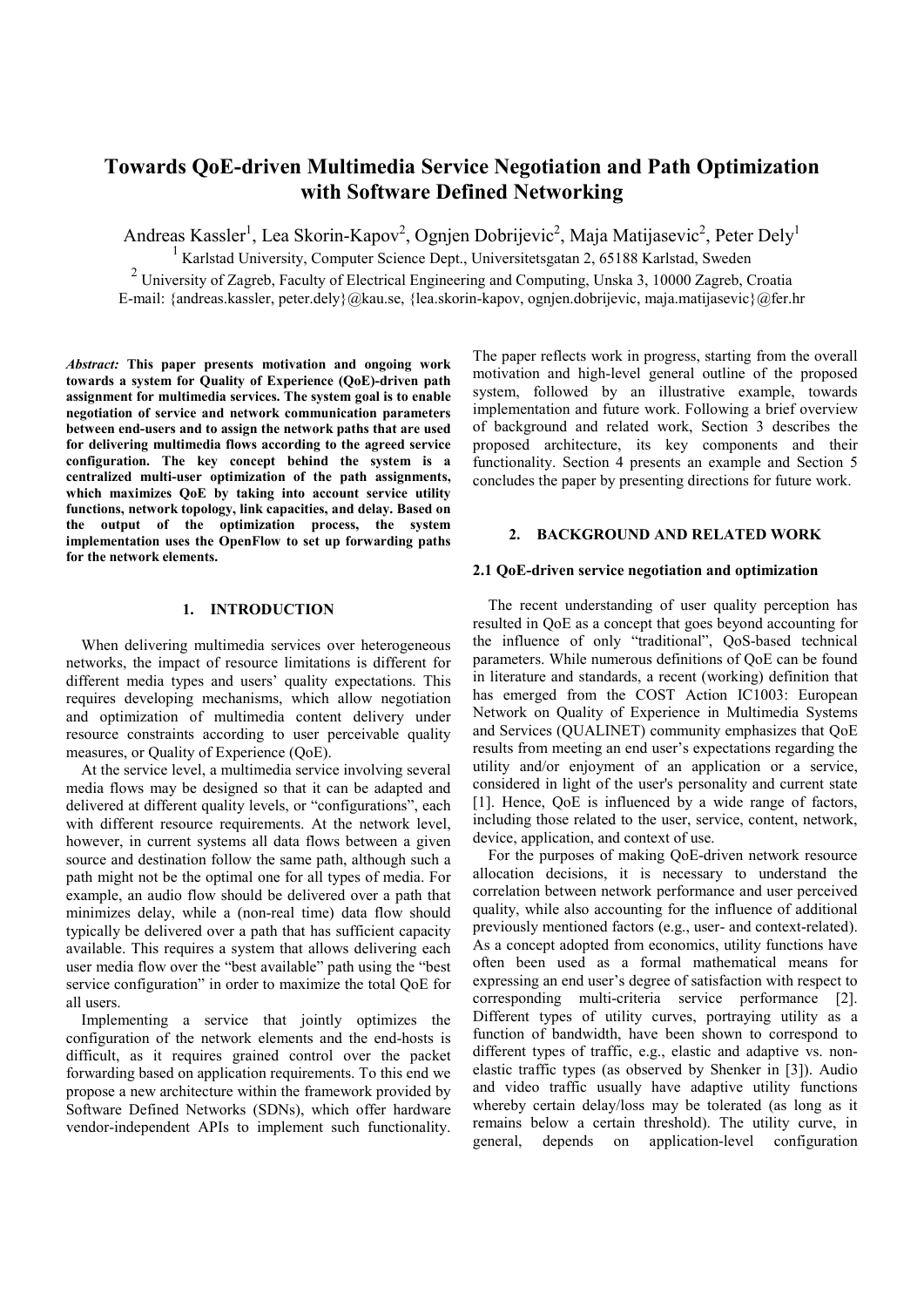# Towards QoE-driven Multimedia Service Negotiation and Path Optimization with Software Defined Networking

Andreas Kassler[1], Lea Skorin-Kapov[2], Ognjen Dobrijevic[2], Maja Matijasevic[2], Peter Dely[1]

[1] Karlstad University, Computer Science Dept., Universitetsgatan 2, 65188 Karlstad, Sweden

[2] University of Zagreb, Faculty of Electrical Engineering and Computing, Unska 3, 10000 Zagreb, Croatia

E-mail: {andreas.kassler, peter.dely}@kau.se, {lea.skorin-kapov, ognjen.dobrijevic, maja.matijasevic}@fer.hr

***Abstract:*** **This paper presents motivation and ongoing work towards a system for Quality of Experience (QoE)-driven path assignment for multimedia services. The system goal is to enable negotiation of service and network communication parameters between end-users and to assign the network paths that are used for delivering multimedia flows according to the agreed service configuration. The key concept behind the system is a centralized multi-user optimization of the path assignments, which maximizes QoE by taking into account service utility functions, network topology, link capacities, and delay. Based on the output of the optimization process, the system implementation uses the OpenFlow to set up forwarding paths for the network elements.**

## 1. INTRODUCTION

When delivering multimedia services over heterogeneous networks, the impact of resource limitations is different for different media types and users' quality expectations. This requires developing mechanisms, which allow negotiation and optimization of multimedia content delivery under resource constraints according to user perceivable quality measures, or Quality of Experience (QoE).

At the service level, a multimedia service involving several media flows may be designed so that it can be adapted and delivered at different quality levels, or "configurations", each with different resource requirements. At the network level, however, in current systems all data flows between a given source and destination follow the same path, although such a path might not be the optimal one for all types of media. For example, an audio flow should be delivered over a path that minimizes delay, while a (non-real time) data flow should typically be delivered over a path that has sufficient capacity available. This requires a system that allows delivering each user media flow over the "best available" path using the "best service configuration" in order to maximize the total QoE for all users.

Implementing a service that jointly optimizes the configuration of the network elements and the end-hosts is difficult, as it requires grained control over the packet forwarding based on application requirements. To this end we propose a new architecture within the framework provided by Software Defined Networks (SDNs), which offer hardware vendor-independent APIs to implement such functionality. The paper reflects work in progress, starting from the overall motivation and high-level general outline of the proposed system, followed by an illustrative example, towards implementation and future work. Following a brief overview of background and related work, Section 3 describes the proposed architecture, its key components and their functionality. Section 4 presents an example and Section 5 concludes the paper by presenting directions for future work.

## 2. BACKGROUND AND RELATED WORK

### 2.1 QoE-driven service negotiation and optimization

The recent understanding of user quality perception has resulted in QoE as a concept that goes beyond accounting for the influence of only "traditional", QoS-based technical parameters. While numerous definitions of QoE can be found in literature and standards, a recent (working) definition that has emerged from the COST Action IC1003: European Network on Quality of Experience in Multimedia Systems and Services (QUALINET) community emphasizes that QoE results from meeting an end user's expectations regarding the utility and/or enjoyment of an application or a service, considered in light of the user's personality and current state [1]. Hence, QoE is influenced by a wide range of factors, including those related to the user, service, content, network, device, application, and context of use.

For the purposes of making QoE-driven network resource allocation decisions, it is necessary to understand the correlation between network performance and user perceived quality, while also accounting for the influence of additional previously mentioned factors (e.g., user- and context-related). As a concept adopted from economics, utility functions have often been used as a formal mathematical means for expressing an end user's degree of satisfaction with respect to corresponding multi-criteria service performance [2]. Different types of utility curves, portraying utility as a function of bandwidth, have been shown to correspond to different types of traffic, e.g., elastic and adaptive vs. non-elastic traffic types (as observed by Shenker in [3]). Audio and video traffic usually have adaptive utility functions whereby certain delay/loss may be tolerated (as long as it remains below a certain threshold). The utility curve, in general, depends on application-level configuration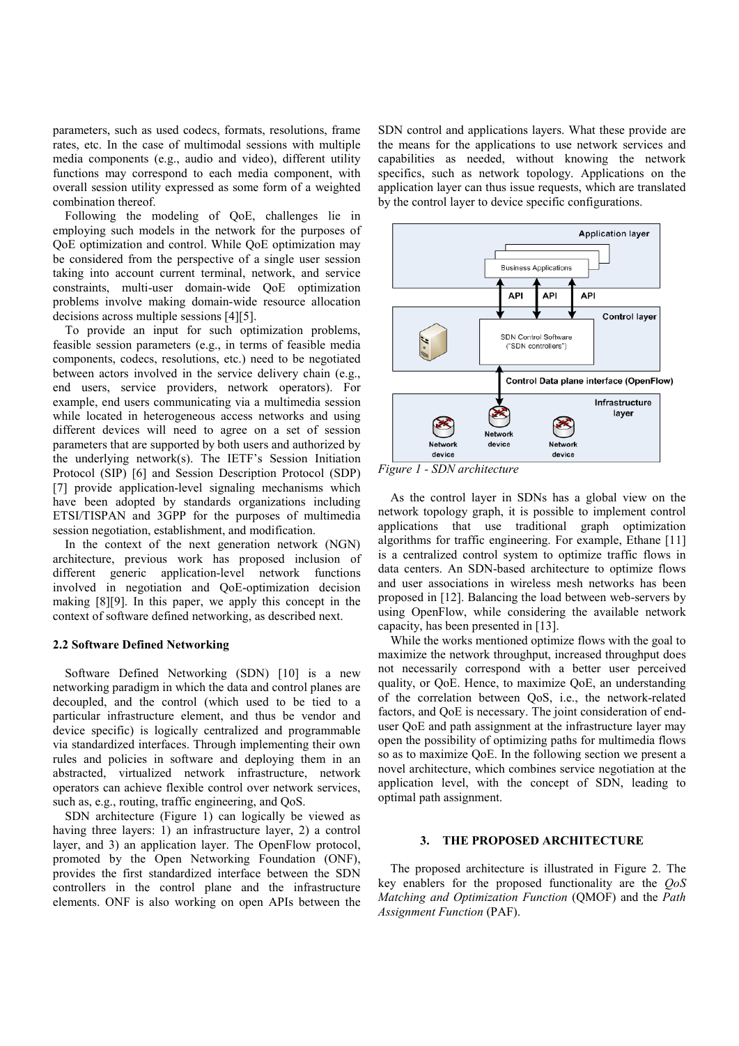parameters, such as used codecs, formats, resolutions, frame rates, etc. In the case of multimodal sessions with multiple media components (e.g., audio and video), different utility functions may correspond to each media component, with overall session utility expressed as some form of a weighted combination thereof.

Following the modeling of QoE, challenges lie in employing such models in the network for the purposes of QoE optimization and control. While QoE optimization may be considered from the perspective of a single user session taking into account current terminal, network, and service constraints, multi-user domain-wide QoE optimization problems involve making domain-wide resource allocation decisions across multiple sessions [4][5].

To provide an input for such optimization problems, feasible session parameters (e.g., in terms of feasible media components, codecs, resolutions, etc.) need to be negotiated between actors involved in the service delivery chain (e.g., end users, service providers, network operators). For example, end users communicating via a multimedia session while located in heterogeneous access networks and using different devices will need to agree on a set of session parameters that are supported by both users and authorized by the underlying network(s). The IETF's Session Initiation Protocol (SIP) [6] and Session Description Protocol (SDP) [7] provide application-level signaling mechanisms which have been adopted by standards organizations including ETSI/TISPAN and 3GPP for the purposes of multimedia session negotiation, establishment, and modification.

In the context of the next generation network (NGN) architecture, previous work has proposed inclusion of different generic application-level network functions involved in negotiation and QoE-optimization decision making [8][9]. In this paper, we apply this concept in the context of software defined networking, as described next.

### 2.2 Software Defined Networking

Software Defined Networking (SDN) [10] is a new networking paradigm in which the data and control planes are decoupled, and the control (which used to be tied to a particular infrastructure element, and thus be vendor and device specific) is logically centralized and programmable via standardized interfaces. Through implementing their own rules and policies in software and deploying them in an abstracted, virtualized network infrastructure, network operators can achieve flexible control over network services, such as, e.g., routing, traffic engineering, and QoS.

SDN architecture (Figure 1) can logically be viewed as having three layers: 1) an infrastructure layer, 2) a control layer, and 3) an application layer. The OpenFlow protocol, promoted by the Open Networking Foundation (ONF), provides the first standardized interface between the SDN controllers in the control plane and the infrastructure elements. ONF is also working on open APIs between the SDN control and applications layers. What these provide are the means for the applications to use network services and capabilities as needed, without knowing the network specifics, such as network topology. Applications on the application layer can thus issue requests, which are translated by the control layer to device specific configurations.

*Figure 1 - SDN architecture*

As the control layer in SDNs has a global view on the network topology graph, it is possible to implement control applications that use traditional graph optimization algorithms for traffic engineering. For example, Ethane [11] is a centralized control system to optimize traffic flows in data centers. An SDN-based architecture to optimize flows and user associations in wireless mesh networks has been proposed in [12]. Balancing the load between web-servers by using OpenFlow, while considering the available network capacity, has been presented in [13].

While the works mentioned optimize flows with the goal to maximize the network throughput, increased throughput does not necessarily correspond with a better user perceived quality, or QoE. Hence, to maximize QoE, an understanding of the correlation between QoS, i.e., the network-related factors, and QoE is necessary. The joint consideration of end-user QoE and path assignment at the infrastructure layer may open the possibility of optimizing paths for multimedia flows so as to maximize QoE. In the following section we present a novel architecture, which combines service negotiation at the application level, with the concept of SDN, leading to optimal path assignment.

## 3. THE PROPOSED ARCHITECTURE

The proposed architecture is illustrated in Figure 2. The key enablers for the proposed functionality are the *QoS Matching and Optimization Function* (QMOF) and the *Path Assignment Function* (PAF).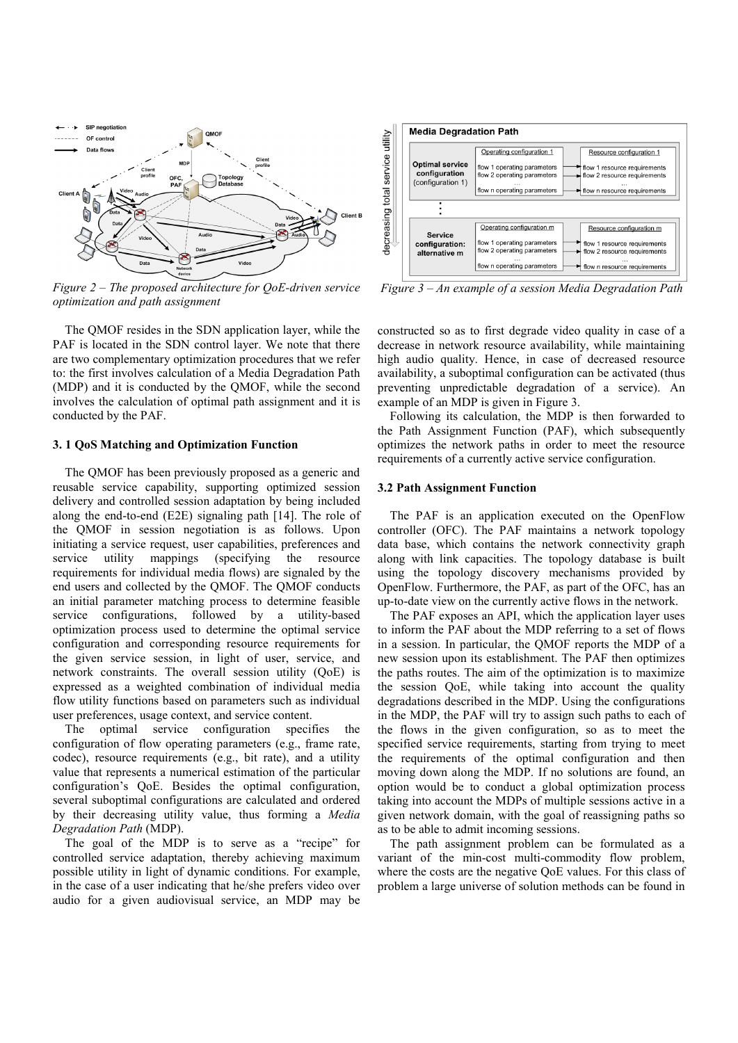Figure 2 – The proposed architecture for QoE-driven service optimization and path assignment

Figure 3 – An example of a session Media Degradation Path

The QMOF resides in the SDN application layer, while the PAF is located in the SDN control layer. We note that there are two complementary optimization procedures that we refer to: the first involves calculation of a Media Degradation Path (MDP) and it is conducted by the QMOF, while the second involves the calculation of optimal path assignment and it is conducted by the PAF.

### 3. 1 QoS Matching and Optimization Function

The QMOF has been previously proposed as a generic and reusable service capability, supporting optimized session delivery and controlled session adaptation by being included along the end-to-end (E2E) signaling path [14]. The role of the QMOF in session negotiation is as follows. Upon initiating a service request, user capabilities, preferences and service utility mappings (specifying the resource requirements for individual media flows) are signaled by the end users and collected by the QMOF. The QMOF conducts an initial parameter matching process to determine feasible service configurations, followed by a utility-based optimization process used to determine the optimal service configuration and corresponding resource requirements for the given service session, in light of user, service, and network constraints. The overall session utility (QoE) is expressed as a weighted combination of individual media flow utility functions based on parameters such as individual user preferences, usage context, and service content.

The optimal service configuration specifies the configuration of flow operating parameters (e.g., frame rate, codec), resource requirements (e.g., bit rate), and a utility value that represents a numerical estimation of the particular configuration's QoE. Besides the optimal configuration, several suboptimal configurations are calculated and ordered by their decreasing utility value, thus forming a *Media Degradation Path* (MDP).

The goal of the MDP is to serve as a "recipe" for controlled service adaptation, thereby achieving maximum possible utility in light of dynamic conditions. For example, in the case of a user indicating that he/she prefers video over audio for a given audiovisual service, an MDP may be constructed so as to first degrade video quality in case of a decrease in network resource availability, while maintaining high audio quality. Hence, in case of decreased resource availability, a suboptimal configuration can be activated (thus preventing unpredictable degradation of a service). An example of an MDP is given in Figure 3.

Following its calculation, the MDP is then forwarded to the Path Assignment Function (PAF), which subsequently optimizes the network paths in order to meet the resource requirements of a currently active service configuration.

### 3.2 Path Assignment Function

The PAF is an application executed on the OpenFlow controller (OFC). The PAF maintains a network topology data base, which contains the network connectivity graph along with link capacities. The topology database is built using the topology discovery mechanisms provided by OpenFlow. Furthermore, the PAF, as part of the OFC, has an up-to-date view on the currently active flows in the network.

The PAF exposes an API, which the application layer uses to inform the PAF about the MDP referring to a set of flows in a session. In particular, the QMOF reports the MDP of a new session upon its establishment. The PAF then optimizes the paths routes. The aim of the optimization is to maximize the session QoE, while taking into account the quality degradations described in the MDP. Using the configurations in the MDP, the PAF will try to assign such paths to each of the flows in the given configuration, so as to meet the specified service requirements, starting from trying to meet the requirements of the optimal configuration and then moving down along the MDP. If no solutions are found, an option would be to conduct a global optimization process taking into account the MDPs of multiple sessions active in a given network domain, with the goal of reassigning paths so as to be able to admit incoming sessions.

The path assignment problem can be formulated as a variant of the min-cost multi-commodity flow problem, where the costs are the negative QoE values. For this class of problem a large universe of solution methods can be found in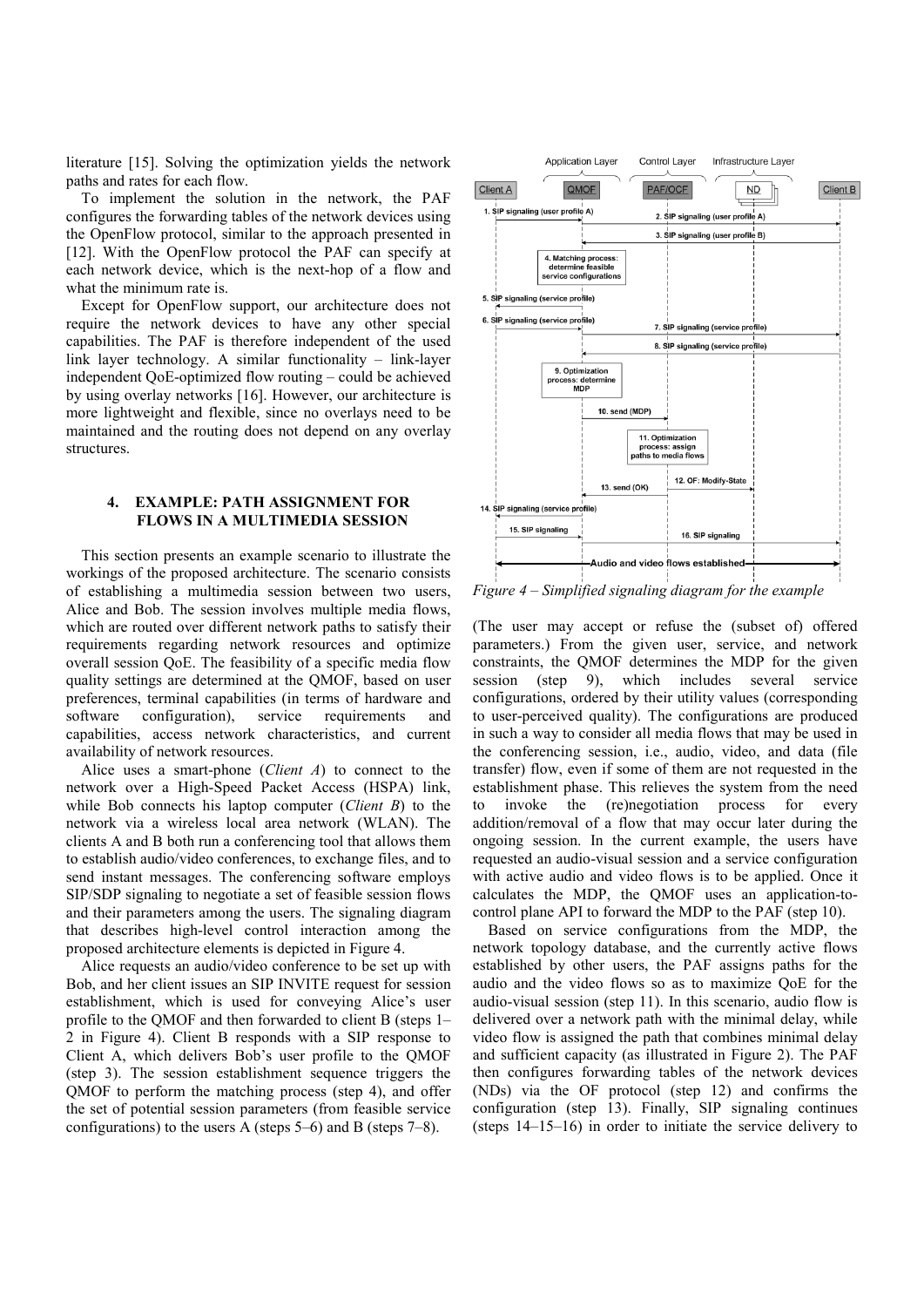literature [15]. Solving the optimization yields the network paths and rates for each flow.

To implement the solution in the network, the PAF configures the forwarding tables of the network devices using the OpenFlow protocol, similar to the approach presented in [12]. With the OpenFlow protocol the PAF can specify at each network device, which is the next-hop of a flow and what the minimum rate is.

Except for OpenFlow support, our architecture does not require the network devices to have any other special capabilities. The PAF is therefore independent of the used link layer technology. A similar functionality – link-layer independent QoE-optimized flow routing – could be achieved by using overlay networks [16]. However, our architecture is more lightweight and flexible, since no overlays need to be maintained and the routing does not depend on any overlay structures.

## 4. EXAMPLE: PATH ASSIGNMENT FOR FLOWS IN A MULTIMEDIA SESSION

This section presents an example scenario to illustrate the workings of the proposed architecture. The scenario consists of establishing a multimedia session between two users, Alice and Bob. The session involves multiple media flows, which are routed over different network paths to satisfy their requirements regarding network resources and optimize overall session QoE. The feasibility of a specific media flow quality settings are determined at the QMOF, based on user preferences, terminal capabilities (in terms of hardware and software configuration), service requirements and capabilities, access network characteristics, and current availability of network resources.

Alice uses a smart-phone (*Client A*) to connect to the network over a High-Speed Packet Access (HSPA) link, while Bob connects his laptop computer (*Client B*) to the network via a wireless local area network (WLAN). The clients A and B both run a conferencing tool that allows them to establish audio/video conferences, to exchange files, and to send instant messages. The conferencing software employs SIP/SDP signaling to negotiate a set of feasible session flows and their parameters among the users. The signaling diagram that describes high-level control interaction among the proposed architecture elements is depicted in Figure 4.

Alice requests an audio/video conference to be set up with Bob, and her client issues an SIP INVITE request for session establishment, which is used for conveying Alice's user profile to the QMOF and then forwarded to client B (steps 1–2 in Figure 4). Client B responds with a SIP response to Client A, which delivers Bob's user profile to the QMOF (step 3). The session establishment sequence triggers the QMOF to perform the matching process (step 4), and offer the set of potential session parameters (from feasible service configurations) to the users A (steps 5–6) and B (steps 7–8).

*Figure 4 – Simplified signaling diagram for the example*

(The user may accept or refuse the (subset of) offered parameters.) From the given user, service, and network constraints, the QMOF determines the MDP for the given session (step 9), which includes several service configurations, ordered by their utility values (corresponding to user-perceived quality). The configurations are produced in such a way to consider all media flows that may be used in the conferencing session, i.e., audio, video, and data (file transfer) flow, even if some of them are not requested in the establishment phase. This relieves the system from the need to invoke the (re)negotiation process for every addition/removal of a flow that may occur later during the ongoing session. In the current example, the users have requested an audio-visual session and a service configuration with active audio and video flows is to be applied. Once it calculates the MDP, the QMOF uses an application-to-control plane API to forward the MDP to the PAF (step 10).

Based on service configurations from the MDP, the network topology database, and the currently active flows established by other users, the PAF assigns paths for the audio and the video flows so as to maximize QoE for the audio-visual session (step 11). In this scenario, audio flow is delivered over a network path with the minimal delay, while video flow is assigned the path that combines minimal delay and sufficient capacity (as illustrated in Figure 2). The PAF then configures forwarding tables of the network devices (NDs) via the OF protocol (step 12) and confirms the configuration (step 13). Finally, SIP signaling continues (steps 14–15–16) in order to initiate the service delivery to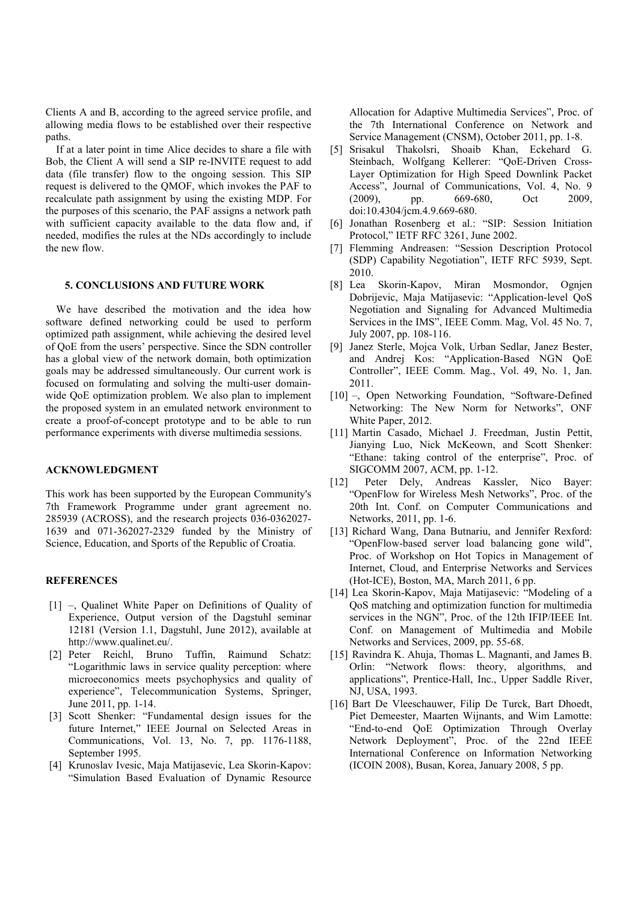Clients A and B, according to the agreed service profile, and allowing media flows to be established over their respective paths.

If at a later point in time Alice decides to share a file with Bob, the Client A will send a SIP re-INVITE request to add data (file transfer) flow to the ongoing session. This SIP request is delivered to the QMOF, which invokes the PAF to recalculate path assignment by using the existing MDP. For the purposes of this scenario, the PAF assigns a network path with sufficient capacity available to the data flow and, if needed, modifies the rules at the NDs accordingly to include the new flow.

## 5. CONCLUSIONS AND FUTURE WORK

We have described the motivation and the idea how software defined networking could be used to perform optimized path assignment, while achieving the desired level of QoE from the users' perspective. Since the SDN controller has a global view of the network domain, both optimization goals may be addressed simultaneously. Our current work is focused on formulating and solving the multi-user domain-wide QoE optimization problem. We also plan to implement the proposed system in an emulated network environment to create a proof-of-concept prototype and to be able to run performance experiments with diverse multimedia sessions.

## ACKNOWLEDGMENT

This work has been supported by the European Community's 7th Framework Programme under grant agreement no. 285939 (ACROSS), and the research projects 036-0362027-1639 and 071-362027-2329 funded by the Ministry of Science, Education, and Sports of the Republic of Croatia.

## REFERENCES

[1] –, Qualinet White Paper on Definitions of Quality of Experience, Output version of the Dagstuhl seminar 12181 (Version 1.1, Dagstuhl, June 2012), available at http://www.qualinet.eu/.

[2] Peter Reichl, Bruno Tuffin, Raimund Schatz: "Logarithmic laws in service quality perception: where microeconomics meets psychophysics and quality of experience", Telecommunication Systems, Springer, June 2011, pp. 1-14.

[3] Scott Shenker: "Fundamental design issues for the future Internet," IEEE Journal on Selected Areas in Communications, Vol. 13, No. 7, pp. 1176-1188, September 1995.

[4] Krunoslav Ivesic, Maja Matijasevic, Lea Skorin-Kapov: "Simulation Based Evaluation of Dynamic Resource Allocation for Adaptive Multimedia Services", Proc. of the 7th International Conference on Network and Service Management (CNSM), October 2011, pp. 1-8.

[5] Srisakul Thakolsri, Shoaib Khan, Eckehard G. Steinbach, Wolfgang Kellerer: "QoE-Driven Cross-Layer Optimization for High Speed Downlink Packet Access", Journal of Communications, Vol. 4, No. 9 (2009), pp. 669-680, Oct 2009, doi:10.4304/jcm.4.9.669-680.

[6] Jonathan Rosenberg et al.: "SIP: Session Initiation Protocol," IETF RFC 3261, June 2002.

[7] Flemming Andreasen: "Session Description Protocol (SDP) Capability Negotiation", IETF RFC 5939, Sept. 2010.

[8] Lea Skorin-Kapov, Miran Mosmondor, Ognjen Dobrijevic, Maja Matijasevic: "Application-level QoS Negotiation and Signaling for Advanced Multimedia Services in the IMS", IEEE Comm. Mag, Vol. 45 No. 7, July 2007, pp. 108-116.

[9] Janez Sterle, Mojca Volk, Urban Sedlar, Janez Bester, and Andrej Kos: "Application-Based NGN QoE Controller", IEEE Comm. Mag., Vol. 49, No. 1, Jan. 2011.

[10] –, Open Networking Foundation, "Software-Defined Networking: The New Norm for Networks", ONF White Paper, 2012.

[11] Martin Casado, Michael J. Freedman, Justin Pettit, Jianying Luo, Nick McKeown, and Scott Shenker: "Ethane: taking control of the enterprise", Proc. of SIGCOMM 2007, ACM, pp. 1-12.

[12] Peter Dely, Andreas Kassler, Nico Bayer: "OpenFlow for Wireless Mesh Networks", Proc. of the 20th Int. Conf. on Computer Communications and Networks, 2011, pp. 1-6.

[13] Richard Wang, Dana Butnariu, and Jennifer Rexford: "OpenFlow-based server load balancing gone wild", Proc. of Workshop on Hot Topics in Management of Internet, Cloud, and Enterprise Networks and Services (Hot-ICE), Boston, MA, March 2011, 6 pp.

[14] Lea Skorin-Kapov, Maja Matijasevic: "Modeling of a QoS matching and optimization function for multimedia services in the NGN", Proc. of the 12th IFIP/IEEE Int. Conf. on Management of Multimedia and Mobile Networks and Services, 2009, pp. 55-68.

[15] Ravindra K. Ahuja, Thomas L. Magnanti, and James B. Orlin: "Network flows: theory, algorithms, and applications", Prentice-Hall, Inc., Upper Saddle River, NJ, USA, 1993.

[16] Bart De Vleeschauwer, Filip De Turck, Bart Dhoedt, Piet Demeester, Maarten Wijnants, and Wim Lamotte: "End-to-end QoE Optimization Through Overlay Network Deployment", Proc. of the 22nd IEEE International Conference on Information Networking (ICOIN 2008), Busan, Korea, January 2008, 5 pp.